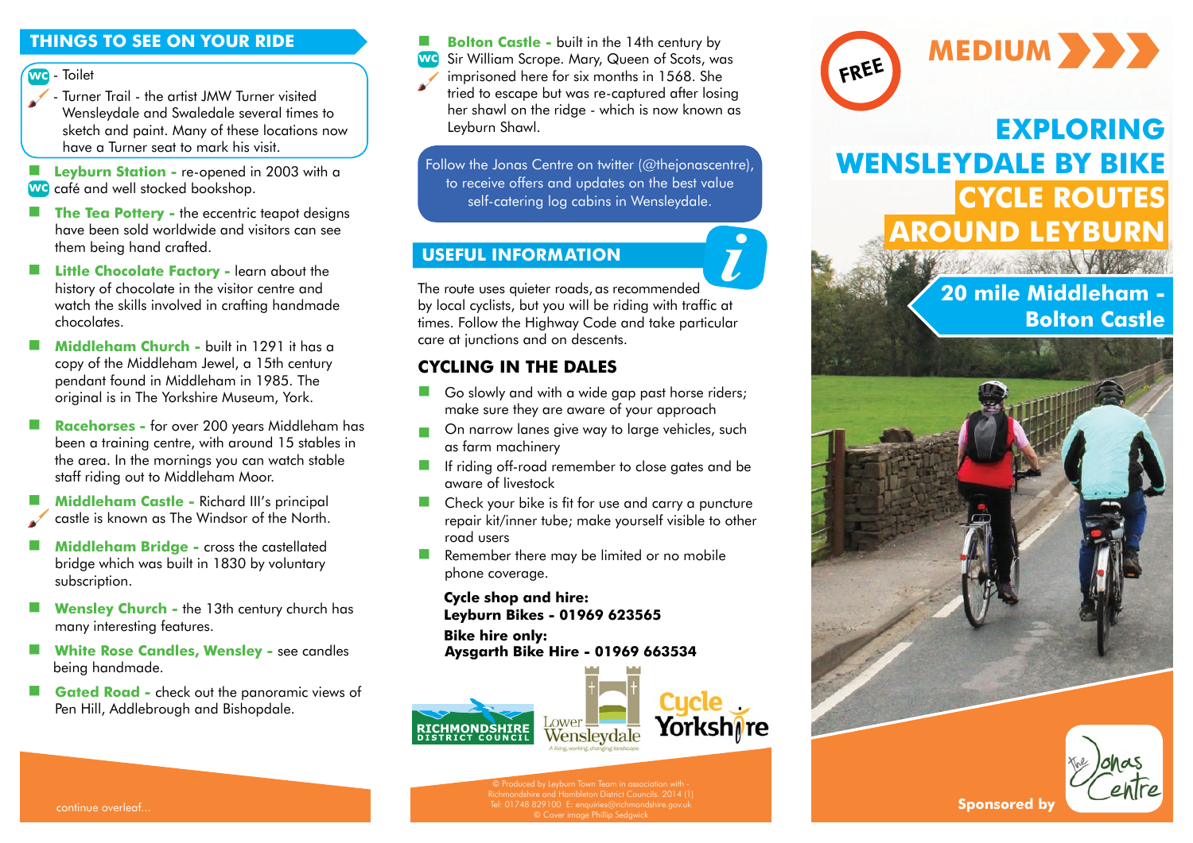## THINGS TO SEE ON YOUR RIDE

WC - Toilet

- Turner Trail - the artist JMW Turner visited Wensleydale and Swaledale several times to sketch and paint. Many of these locations now have a Turner seat to mark his visit.

- **Leyburn Station -** re-opened in 2003 with a café and well stocked bookshop. (WC)
- **The Tea Pottery -** the eccentric teapot designs have been sold worldwide and visitors can see them being hand crafted.
- **Little Chocolate Factory -** learn about the history of chocolate in the visitor centre and watch the skills involved in crafting handmade chocolates.
- **Middleham Church -** built in 1291 it has a copy of the Middleham Jewel, a 15th century pendant found in Middleham in 1985. The original is in The Yorkshire Museum, York.
- **Racehorses -** for over 200 years Middleham has been a training centre, with around 15 stables in the area. In the mornings you can watch stable staff riding out to Middleham Moor.
- **Middleham Castle -** Richard III's principal castle is known as The Windsor of the North. (Turner Trail)
- **Middleham Bridge -** cross the castellated bridge which was built in 1830 by voluntary subscription.
- **Wensley Church -** the 13th century church has many interesting features.
- **White Rose Candles, Wensley -** see candles being handmade.
- **Gated Road -** check out the panoramic views of Pen Hill, Addlebrough and Bishopdale.
- **Bolton Castle -** built in the 14th century by Sir William Scrope. Mary, Queen of Scots, was imprisoned here for six months in 1568. She tried to escape but was re-captured after losing her shawl on the ridge - which is now known as Leyburn Shawl. (WC, Turner Trail)

continue overleaf...

Follow the Jonas Centre on twitter (@thejonascentre), to receive offers and updates on the best value self-catering log cabins in Wensleydale.

## USEFUL INFORMATION

The route uses quieter roads, as recommended by local cyclists, but you will be riding with traffic at times. Follow the Highway Code and take particular care at junctions and on descents.

## CYCLING IN THE DALES

- Go slowly and with a wide gap past horse riders; make sure they are aware of your approach
- On narrow lanes give way to large vehicles, such as farm machinery
- If riding off-road remember to close gates and be aware of livestock
- Check your bike is fit for use and carry a puncture repair kit/inner tube; make yourself visible to other road users
- Remember there may be limited or no mobile phone coverage.

**Cycle shop and hire:**
**Leyburn Bikes - 01969 623565**

**Bike hire only:**
**Aysgarth Bike Hire - 01969 663534**

RICHMONDSHIRE DISTRICT COUNCIL · Lower Wensleydale – A living, working, changing landscape · Cycle Yorkshire

© Produced by Leyburn Town Team in association with - Richmondshire and Hambleton District Councils. 2014 (1)
Tel: 01748 829100 E: enquiries@richmondshire.gov.uk
© Cover image Phillip Sedgwick

FREE

MEDIUM

# EXPLORING WENSLEYDALE BY BIKE
# CYCLE ROUTES AROUND LEYBURN

## 20 mile Middleham - Bolton Castle

Sponsored by The Jonas Centre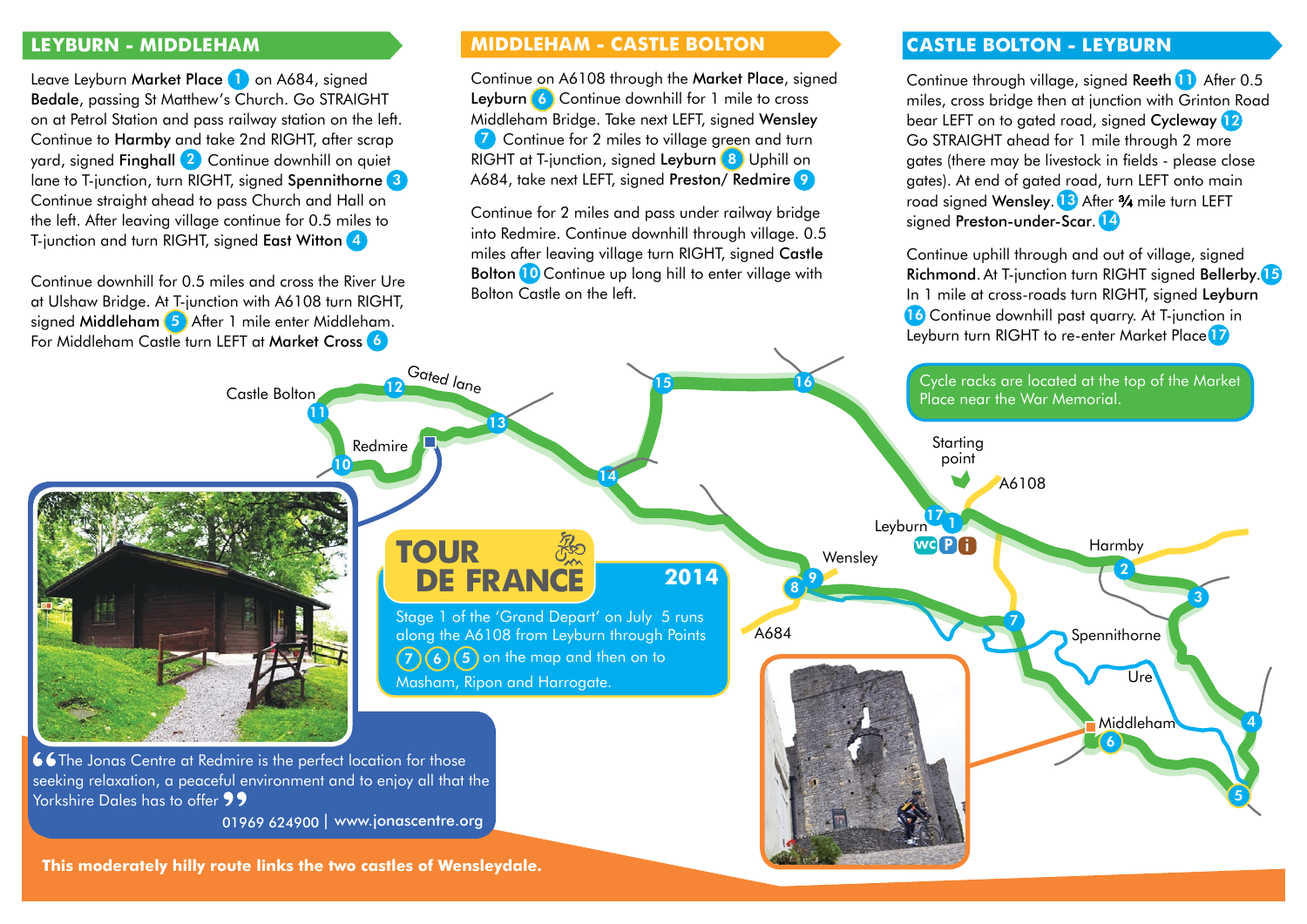## LEYBURN - MIDDLEHAM

Leave Leyburn **Market Place** 1 on A684, signed **Bedale**, passing St Matthew's Church. Go STRAIGHT on at Petrol Station and pass railway station on the left. Continue to **Harmby** and take 2nd RIGHT, after scrap yard, signed **Finghall** 2 Continue downhill on quiet lane to T-junction, turn RIGHT, signed **Spennithorne** 3 Continue straight ahead to pass Church and Hall on the left. After leaving village continue for 0.5 miles to T-junction and turn RIGHT, signed **East Witton** 4

Continue downhill for 0.5 miles and cross the River Ure at Ulshaw Bridge. At T-junction with A6108 turn RIGHT, signed **Middleham** 5 After 1 mile enter Middleham. For Middleham Castle turn LEFT at **Market Cross** 6

## MIDDLEHAM - CASTLE BOLTON

Continue on A6108 through the **Market Place**, signed **Leyburn** 6 Continue downhill for 1 mile to cross Middleham Bridge. Take next LEFT, signed **Wensley** 7 Continue for 2 miles to village green and turn RIGHT at T-junction, signed **Leyburn** 8 Uphill on A684, take next LEFT, signed **Preston/ Redmire** 9

Continue for 2 miles and pass under railway bridge into Redmire. Continue downhill through village. 0.5 miles after leaving village turn RIGHT, signed **Castle Bolton** 10 Continue up long hill to enter village with Bolton Castle on the left.

## CASTLE BOLTON - LEYBURN

Continue through village, signed **Reeth** 11 After 0.5 miles, cross bridge then at junction with Grinton Road bear LEFT on to gated road, signed **Cycleway** 12 Go STRAIGHT ahead for 1 mile through 2 more gates (there may be livestock in fields - please close gates). At end of gated road, turn LEFT onto main road signed **Wensley**. 13 After ¾ mile turn LEFT signed **Preston-under-Scar**. 14

Continue uphill through and out of village, signed **Richmond**. At T-junction turn RIGHT signed **Bellerby**. 15 In 1 mile at cross-roads turn RIGHT, signed **Leyburn** 16 Continue downhill past quarry. At T-junction in Leyburn turn RIGHT to re-enter Market Place 17

Cycle racks are located at the top of the Market Place near the War Memorial.

Castle Bolton
Gated lane
Redmire
Starting point
A6108
Leyburn
Harmby
Wensley
A684
Spennithorne
Ure
Middleham

**TOUR DE FRANCE 2014**

Stage 1 of the 'Grand Depart' on July 5 runs along the A6108 from Leyburn through Points 7 6 5 on the map and then on to Masham, Ripon and Harrogate.

"The Jonas Centre at Redmire is the perfect location for those seeking relaxation, a peaceful environment and to enjoy all that the Yorkshire Dales has to offer"

01969 624900 | www.jonascentre.org

**This moderately hilly route links the two castles of Wensleydale.**